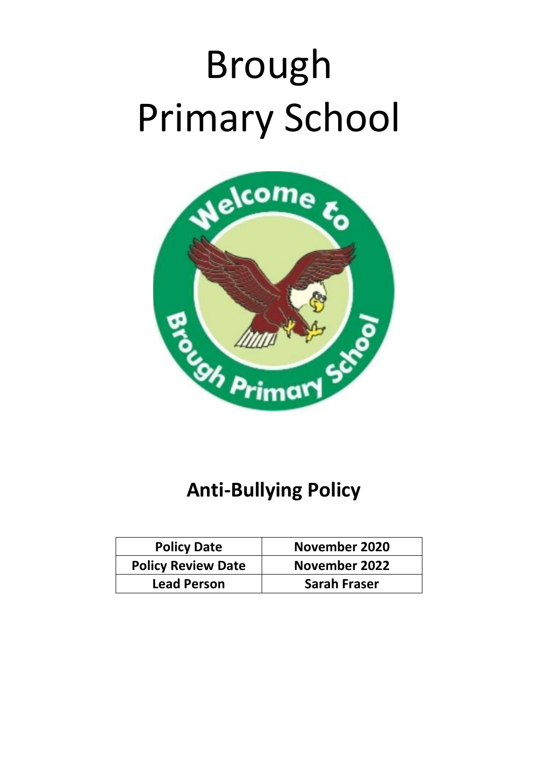# Brough Primary School

## Anti-Bullying Policy

| Policy Date | November 2020 |
|---|---|
| Policy Review Date | November 2022 |
| Lead Person | Sarah Fraser |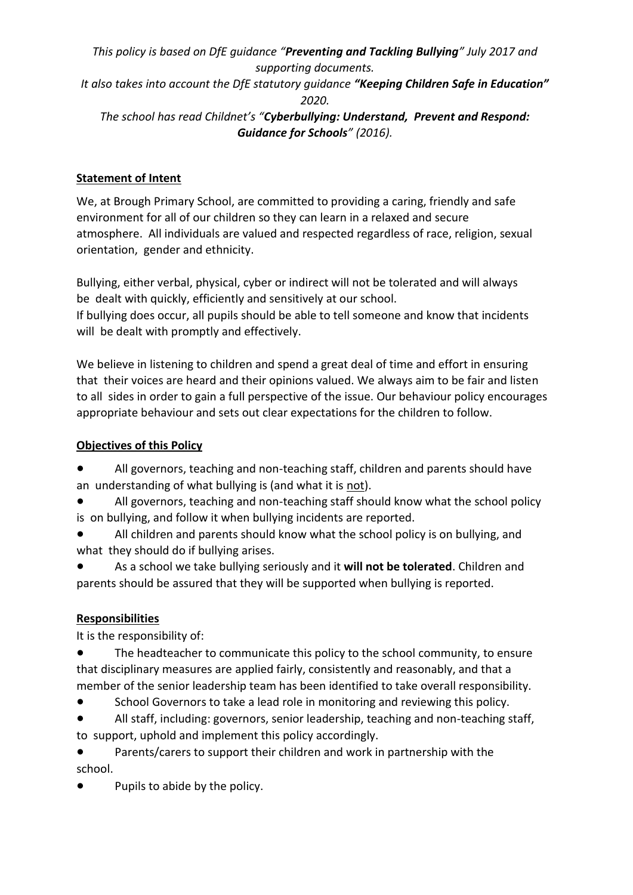*This policy is based on DfE guidance "**Preventing and Tackling Bullying**" July 2017 and supporting documents.*
*It also takes into account the DfE statutory guidance **"Keeping Children Safe in Education"** 2020.*
*The school has read Childnet's "**Cyberbullying: Understand, Prevent and Respond: Guidance for Schools**" (2016).*

## Statement of Intent

We, at Brough Primary School, are committed to providing a caring, friendly and safe environment for all of our children so they can learn in a relaxed and secure atmosphere. All individuals are valued and respected regardless of race, religion, sexual orientation, gender and ethnicity.

Bullying, either verbal, physical, cyber or indirect will not be tolerated and will always be dealt with quickly, efficiently and sensitively at our school.
If bullying does occur, all pupils should be able to tell someone and know that incidents will be dealt with promptly and effectively.

We believe in listening to children and spend a great deal of time and effort in ensuring that their voices are heard and their opinions valued. We always aim to be fair and listen to all sides in order to gain a full perspective of the issue. Our behaviour policy encourages appropriate behaviour and sets out clear expectations for the children to follow.

## Objectives of this Policy

- All governors, teaching and non-teaching staff, children and parents should have an understanding of what bullying is (and what it is not).
- All governors, teaching and non-teaching staff should know what the school policy is on bullying, and follow it when bullying incidents are reported.
- All children and parents should know what the school policy is on bullying, and what they should do if bullying arises.
- As a school we take bullying seriously and it **will not be tolerated**. Children and parents should be assured that they will be supported when bullying is reported.

## Responsibilities

It is the responsibility of:

- The headteacher to communicate this policy to the school community, to ensure that disciplinary measures are applied fairly, consistently and reasonably, and that a member of the senior leadership team has been identified to take overall responsibility.
- School Governors to take a lead role in monitoring and reviewing this policy.
- All staff, including: governors, senior leadership, teaching and non-teaching staff, to support, uphold and implement this policy accordingly.
- Parents/carers to support their children and work in partnership with the school.
- Pupils to abide by the policy.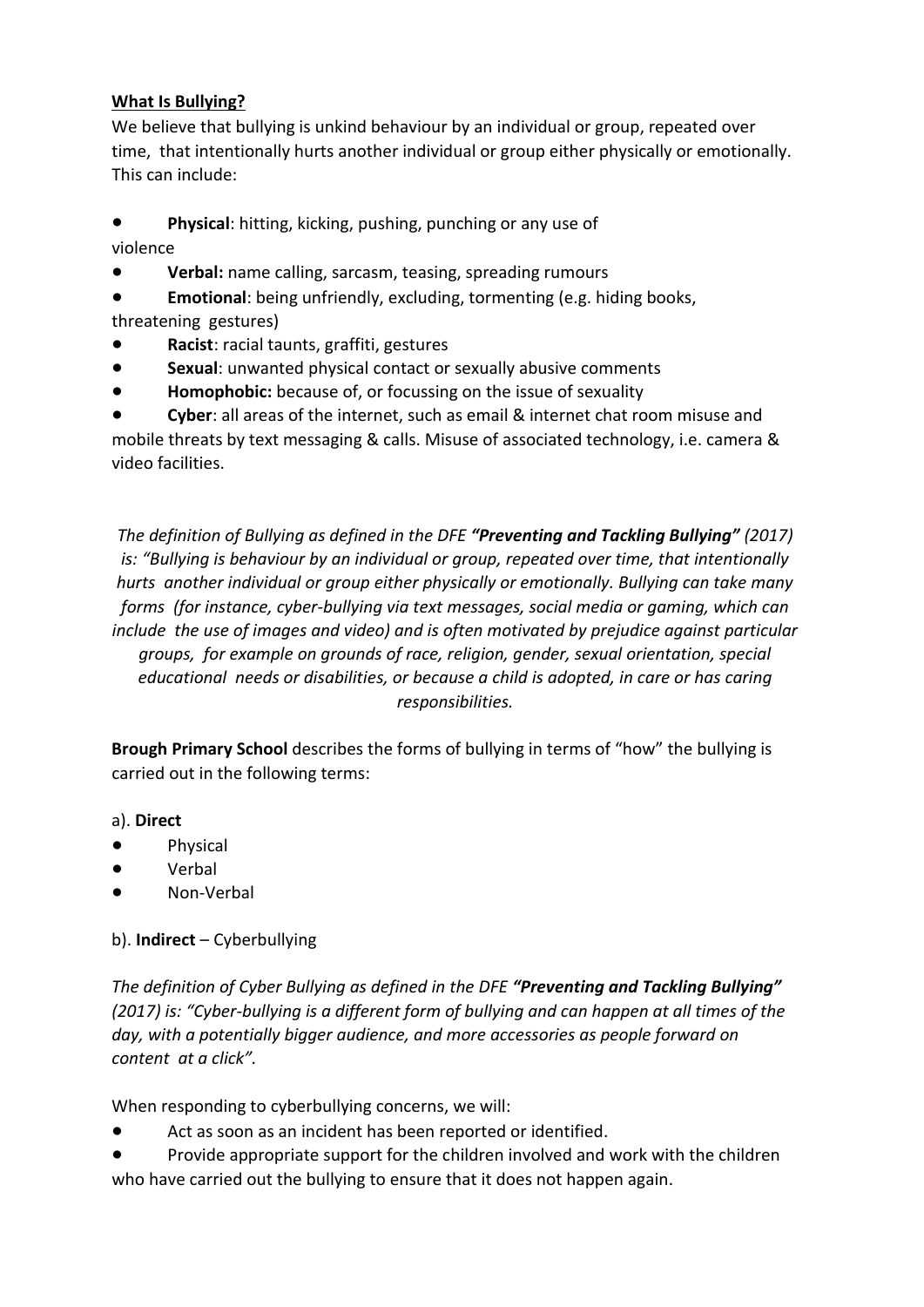**What Is Bullying?**

We believe that bullying is unkind behaviour by an individual or group, repeated over time, that intentionally hurts another individual or group either physically or emotionally. This can include:

- **Physical**: hitting, kicking, pushing, punching or any use of violence
- **Verbal:** name calling, sarcasm, teasing, spreading rumours
- **Emotional**: being unfriendly, excluding, tormenting (e.g. hiding books, threatening gestures)
- **Racist**: racial taunts, graffiti, gestures
- **Sexual**: unwanted physical contact or sexually abusive comments
- **Homophobic:** because of, or focussing on the issue of sexuality
- **Cyber**: all areas of the internet, such as email & internet chat room misuse and mobile threats by text messaging & calls. Misuse of associated technology, i.e. camera & video facilities.

*The definition of Bullying as defined in the DFE **"Preventing and Tackling Bullying"** (2017) is: "Bullying is behaviour by an individual or group, repeated over time, that intentionally hurts another individual or group either physically or emotionally. Bullying can take many forms (for instance, cyber-bullying via text messages, social media or gaming, which can include the use of images and video) and is often motivated by prejudice against particular groups, for example on grounds of race, religion, gender, sexual orientation, special educational needs or disabilities, or because a child is adopted, in care or has caring responsibilities.*

**Brough Primary School** describes the forms of bullying in terms of "how" the bullying is carried out in the following terms:

a). **Direct**

- Physical
- Verbal
- Non-Verbal

b). **Indirect** – Cyberbullying

*The definition of Cyber Bullying as defined in the DFE **"Preventing and Tackling Bullying"** (2017) is: "Cyber-bullying is a different form of bullying and can happen at all times of the day, with a potentially bigger audience, and more accessories as people forward on content at a click".*

When responding to cyberbullying concerns, we will:

- Act as soon as an incident has been reported or identified.
- Provide appropriate support for the children involved and work with the children who have carried out the bullying to ensure that it does not happen again.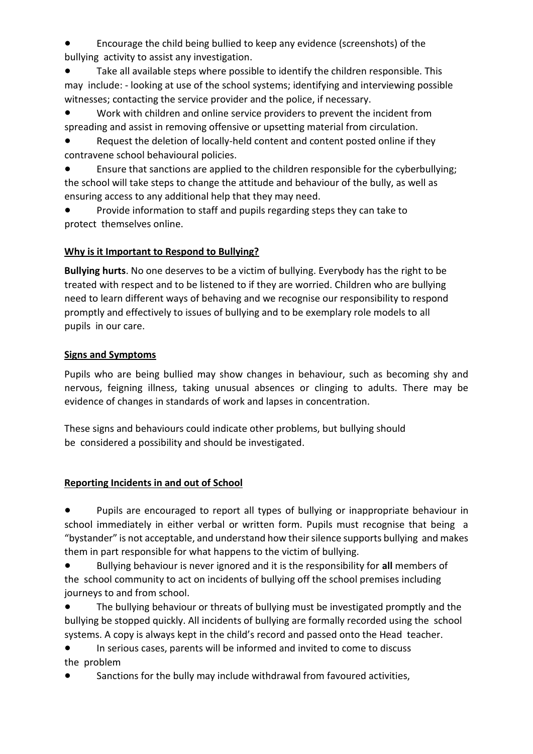- Encourage the child being bullied to keep any evidence (screenshots) of the bullying activity to assist any investigation.
- Take all available steps where possible to identify the children responsible. This may include: - looking at use of the school systems; identifying and interviewing possible witnesses; contacting the service provider and the police, if necessary.
- Work with children and online service providers to prevent the incident from spreading and assist in removing offensive or upsetting material from circulation.
- Request the deletion of locally-held content and content posted online if they contravene school behavioural policies.
- Ensure that sanctions are applied to the children responsible for the cyberbullying; the school will take steps to change the attitude and behaviour of the bully, as well as ensuring access to any additional help that they may need.
- Provide information to staff and pupils regarding steps they can take to protect themselves online.

## Why is it Important to Respond to Bullying?

**Bullying hurts**. No one deserves to be a victim of bullying. Everybody has the right to be treated with respect and to be listened to if they are worried. Children who are bullying need to learn different ways of behaving and we recognise our responsibility to respond promptly and effectively to issues of bullying and to be exemplary role models to all pupils in our care.

## Signs and Symptoms

Pupils who are being bullied may show changes in behaviour, such as becoming shy and nervous, feigning illness, taking unusual absences or clinging to adults. There may be evidence of changes in standards of work and lapses in concentration.

These signs and behaviours could indicate other problems, but bullying should be considered a possibility and should be investigated.

## Reporting Incidents in and out of School

- Pupils are encouraged to report all types of bullying or inappropriate behaviour in school immediately in either verbal or written form. Pupils must recognise that being a "bystander" is not acceptable, and understand how their silence supports bullying and makes them in part responsible for what happens to the victim of bullying.
- Bullying behaviour is never ignored and it is the responsibility for **all** members of the school community to act on incidents of bullying off the school premises including journeys to and from school.
- The bullying behaviour or threats of bullying must be investigated promptly and the bullying be stopped quickly. All incidents of bullying are formally recorded using the school systems. A copy is always kept in the child's record and passed onto the Head teacher.
- In serious cases, parents will be informed and invited to come to discuss the problem
- Sanctions for the bully may include withdrawal from favoured activities,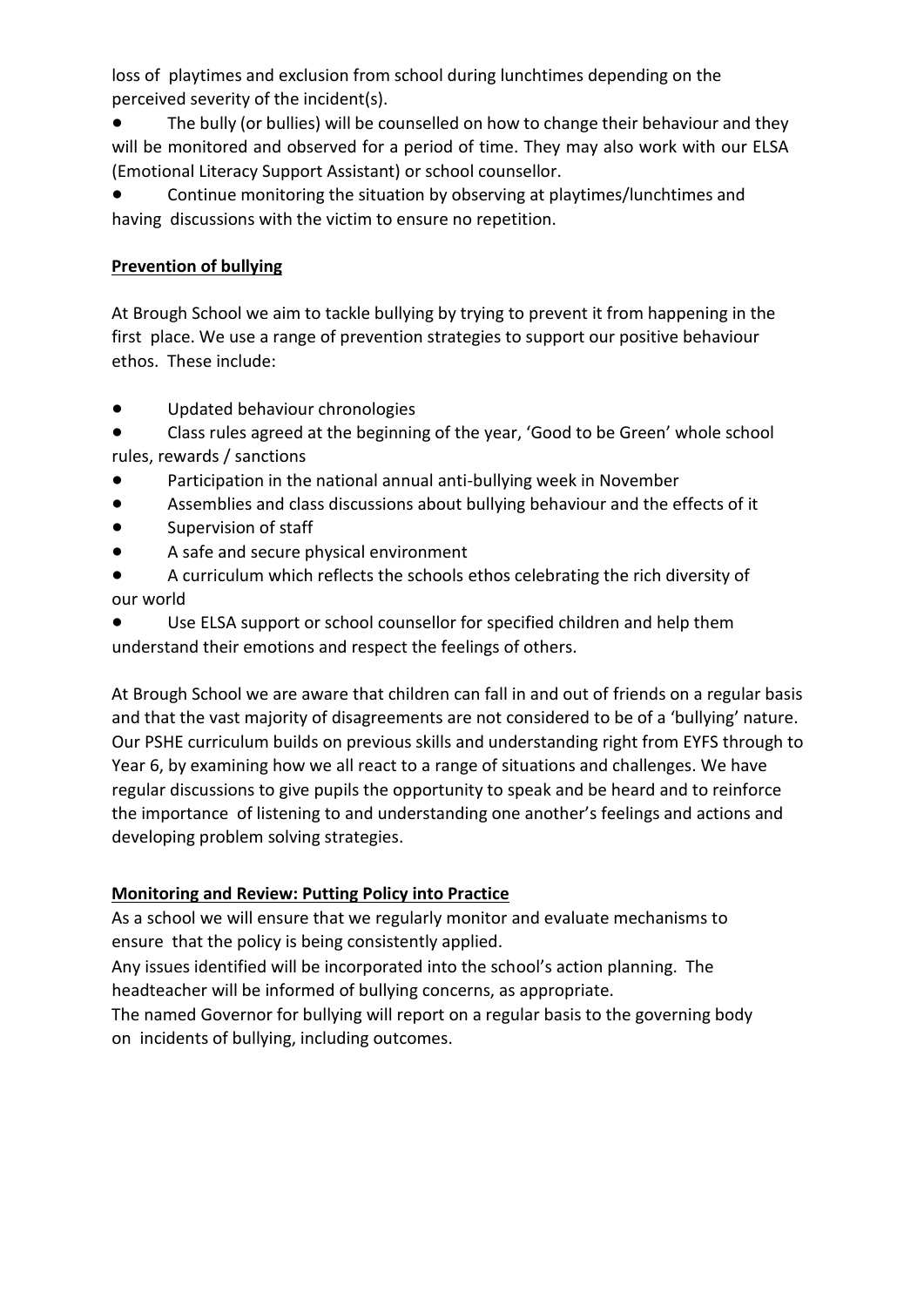loss of playtimes and exclusion from school during lunchtimes depending on the perceived severity of the incident(s).

- The bully (or bullies) will be counselled on how to change their behaviour and they will be monitored and observed for a period of time. They may also work with our ELSA (Emotional Literacy Support Assistant) or school counsellor.
- Continue monitoring the situation by observing at playtimes/lunchtimes and having discussions with the victim to ensure no repetition.

**Prevention of bullying**

At Brough School we aim to tackle bullying by trying to prevent it from happening in the first place. We use a range of prevention strategies to support our positive behaviour ethos. These include:

- Updated behaviour chronologies
- Class rules agreed at the beginning of the year, 'Good to be Green' whole school rules, rewards / sanctions
- Participation in the national annual anti-bullying week in November
- Assemblies and class discussions about bullying behaviour and the effects of it
- Supervision of staff
- A safe and secure physical environment
- A curriculum which reflects the schools ethos celebrating the rich diversity of our world
- Use ELSA support or school counsellor for specified children and help them understand their emotions and respect the feelings of others.

At Brough School we are aware that children can fall in and out of friends on a regular basis and that the vast majority of disagreements are not considered to be of a 'bullying' nature. Our PSHE curriculum builds on previous skills and understanding right from EYFS through to Year 6, by examining how we all react to a range of situations and challenges. We have regular discussions to give pupils the opportunity to speak and be heard and to reinforce the importance of listening to and understanding one another's feelings and actions and developing problem solving strategies.

**Monitoring and Review: Putting Policy into Practice**

As a school we will ensure that we regularly monitor and evaluate mechanisms to ensure that the policy is being consistently applied.

Any issues identified will be incorporated into the school's action planning. The headteacher will be informed of bullying concerns, as appropriate.

The named Governor for bullying will report on a regular basis to the governing body on incidents of bullying, including outcomes.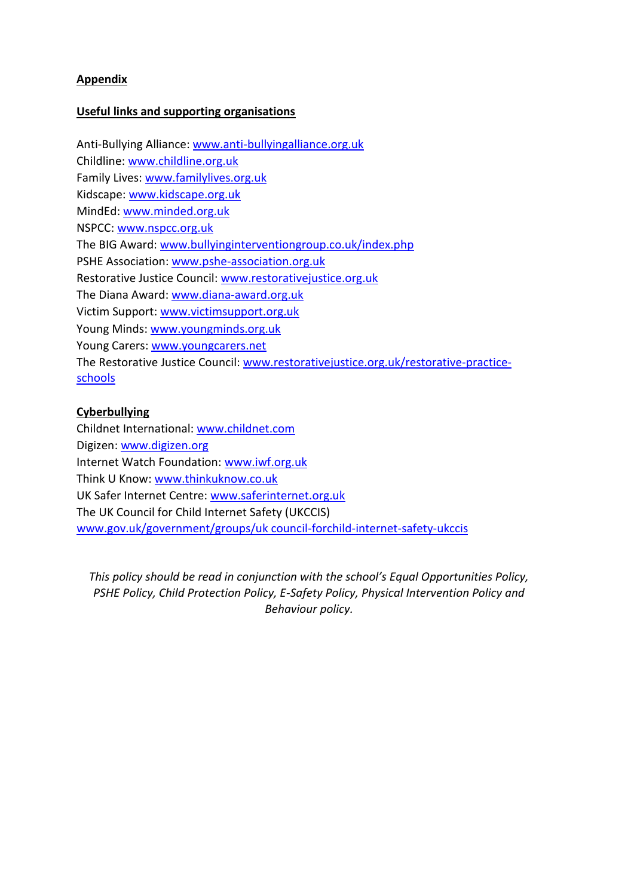**Appendix**

**Useful links and supporting organisations**

Anti-Bullying Alliance: www.anti-bullyingalliance.org.uk
Childline: www.childline.org.uk
Family Lives: www.familylives.org.uk
Kidscape: www.kidscape.org.uk
MindEd: www.minded.org.uk
NSPCC: www.nspcc.org.uk
The BIG Award: www.bullyinginterventiongroup.co.uk/index.php
PSHE Association: www.pshe-association.org.uk
Restorative Justice Council: www.restorativejustice.org.uk
The Diana Award: www.diana-award.org.uk
Victim Support: www.victimsupport.org.uk
Young Minds: www.youngminds.org.uk
Young Carers: www.youngcarers.net
The Restorative Justice Council: www.restorativejustice.org.uk/restorative-practice-schools

**Cyberbullying**

Childnet International: www.childnet.com
Digizen: www.digizen.org
Internet Watch Foundation: www.iwf.org.uk
Think U Know: www.thinkuknow.co.uk
UK Safer Internet Centre: www.saferinternet.org.uk
The UK Council for Child Internet Safety (UKCCIS)
www.gov.uk/government/groups/uk council-forchild-internet-safety-ukccis

*This policy should be read in conjunction with the school's Equal Opportunities Policy, PSHE Policy, Child Protection Policy, E-Safety Policy, Physical Intervention Policy and Behaviour policy.*